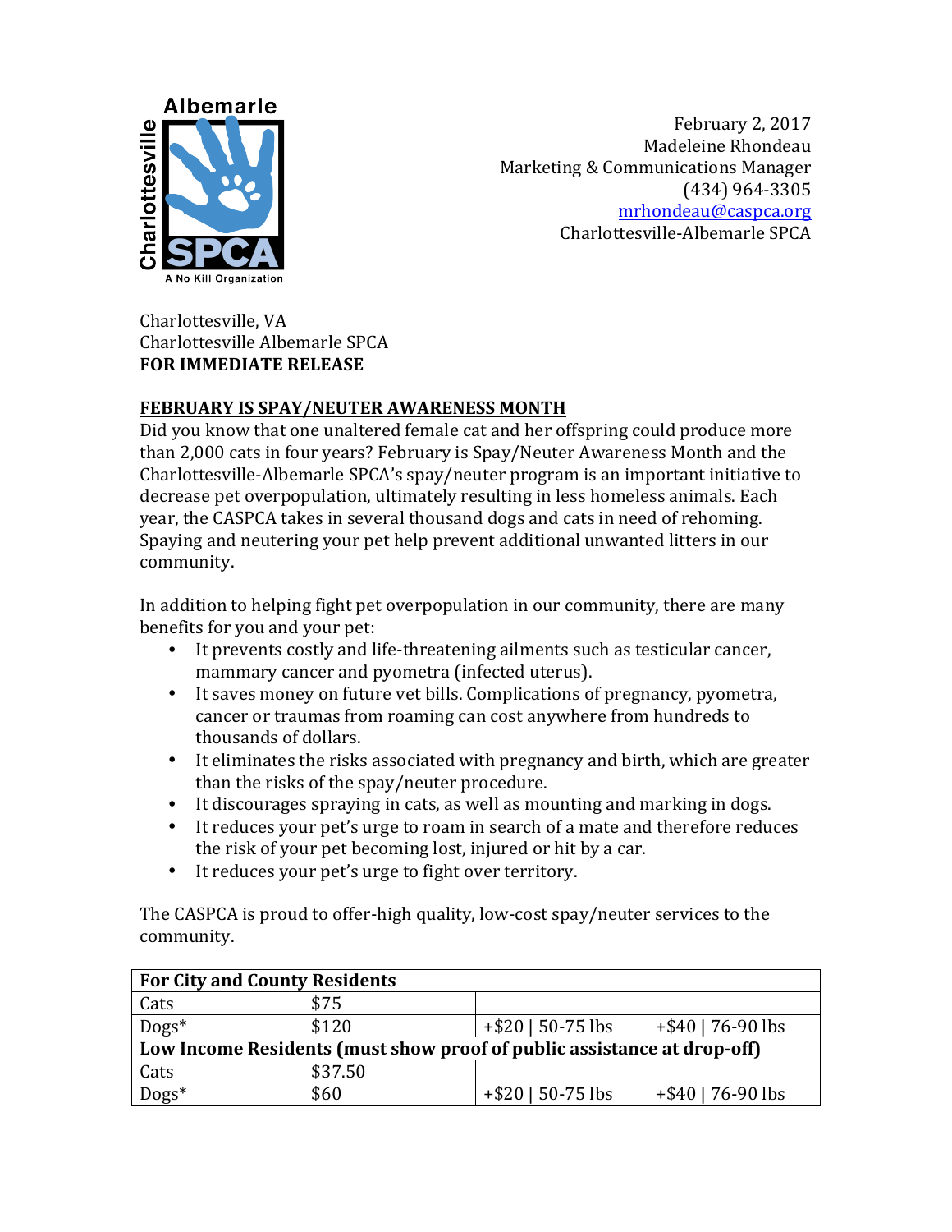February 2, 2017
Madeleine Rhondeau
Marketing & Communications Manager
(434) 964-3305
mrhondeau@caspca.org
Charlottesville-Albemarle SPCA

Charlottesville, VA
Charlottesville Albemarle SPCA
**FOR IMMEDIATE RELEASE**

## FEBRUARY IS SPAY/NEUTER AWARENESS MONTH

Did you know that one unaltered female cat and her offspring could produce more than 2,000 cats in four years? February is Spay/Neuter Awareness Month and the Charlottesville-Albemarle SPCA's spay/neuter program is an important initiative to decrease pet overpopulation, ultimately resulting in less homeless animals. Each year, the CASPCA takes in several thousand dogs and cats in need of rehoming. Spaying and neutering your pet help prevent additional unwanted litters in our community.

In addition to helping fight pet overpopulation in our community, there are many benefits for you and your pet:

- It prevents costly and life-threatening ailments such as testicular cancer, mammary cancer and pyometra (infected uterus).
- It saves money on future vet bills. Complications of pregnancy, pyometra, cancer or traumas from roaming can cost anywhere from hundreds to thousands of dollars.
- It eliminates the risks associated with pregnancy and birth, which are greater than the risks of the spay/neuter procedure.
- It discourages spraying in cats, as well as mounting and marking in dogs.
- It reduces your pet's urge to roam in search of a mate and therefore reduces the risk of your pet becoming lost, injured or hit by a car.
- It reduces your pet's urge to fight over territory.

The CASPCA is proud to offer-high quality, low-cost spay/neuter services to the community.

| **For City and County Residents** | | | |
|---|---|---|---|
| Cats | $75 | | |
| Dogs* | $120 | +$20 \| 50-75 lbs | +$40 \| 76-90 lbs |
| **Low Income Residents (must show proof of public assistance at drop-off)** | | | |
| Cats | $37.50 | | |
| Dogs* | $60 | +$20 \| 50-75 lbs | +$40 \| 76-90 lbs |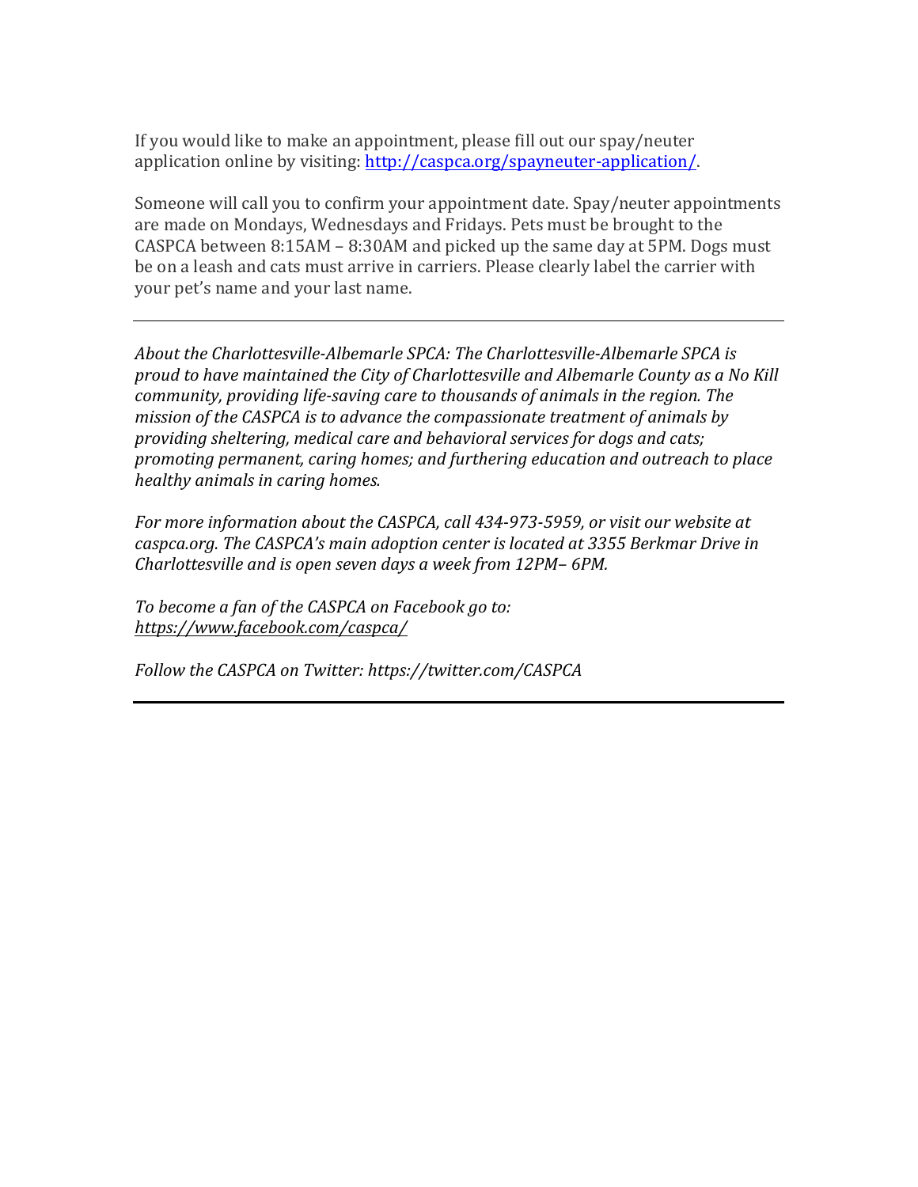If you would like to make an appointment, please fill out our spay/neuter application online by visiting: [http://caspca.org/spayneuter-application/](http://caspca.org/spayneuter-application/).

Someone will call you to confirm your appointment date. Spay/neuter appointments are made on Mondays, Wednesdays and Fridays. Pets must be brought to the CASPCA between 8:15AM – 8:30AM and picked up the same day at 5PM. Dogs must be on a leash and cats must arrive in carriers. Please clearly label the carrier with your pet's name and your last name.

---

*About the Charlottesville-Albemarle SPCA: The Charlottesville-Albemarle SPCA is proud to have maintained the City of Charlottesville and Albemarle County as a No Kill community, providing life-saving care to thousands of animals in the region. The mission of the CASPCA is to advance the compassionate treatment of animals by providing sheltering, medical care and behavioral services for dogs and cats; promoting permanent, caring homes; and furthering education and outreach to place healthy animals in caring homes.*

*For more information about the CASPCA, call 434-973-5959, or visit our website at caspca.org. The CASPCA's main adoption center is located at 3355 Berkmar Drive in Charlottesville and is open seven days a week from 12PM– 6PM.*

*To become a fan of the CASPCA on Facebook go to: [https://www.facebook.com/caspca/](https://www.facebook.com/caspca/)*

*Follow the CASPCA on Twitter: https://twitter.com/CASPCA*

---